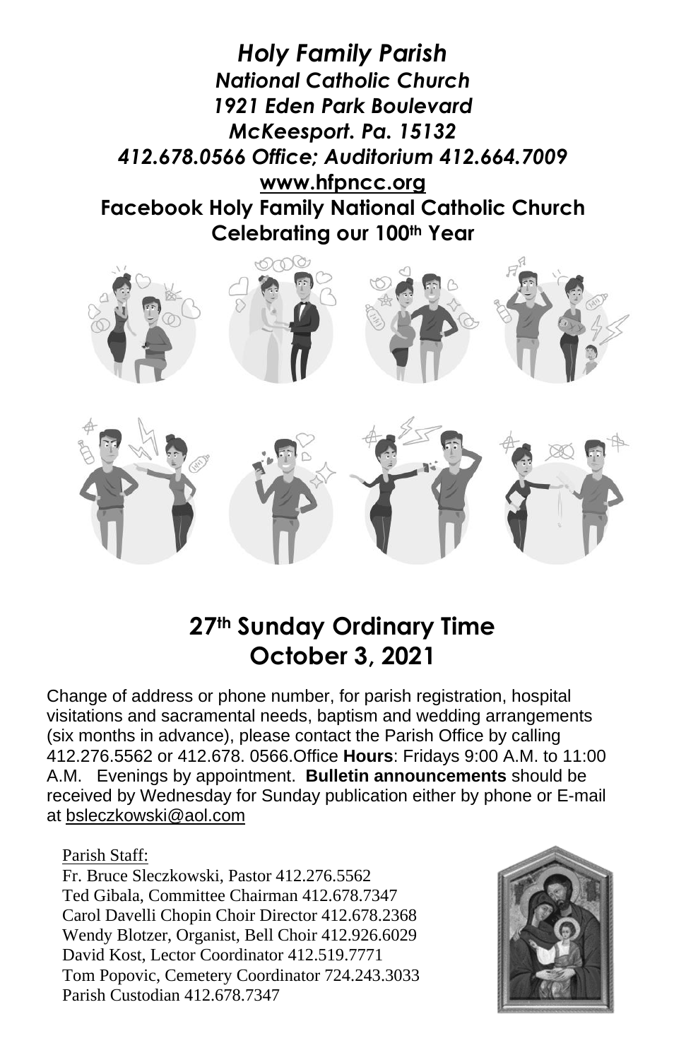# *Holy Family Parish*

***National Catholic Church***

***1921 Eden Park Boulevard***

***McKeesport. Pa. 15132***

***412.678.0566 Office; Auditorium 412.664.7009***

**www.hfpncc.org**

**Facebook Holy Family National Catholic Church**

**Celebrating our 100th Year**

## 27th Sunday Ordinary Time

## October 3, 2021

Change of address or phone number, for parish registration, hospital visitations and sacramental needs, baptism and wedding arrangements (six months in advance), please contact the Parish Office by calling 412.276.5562 or 412.678. 0566.Office **Hours**: Fridays 9:00 A.M. to 11:00 A.M. Evenings by appointment. **Bulletin announcements** should be received by Wednesday for Sunday publication either by phone or E-mail at bsleczkowski@aol.com

Parish Staff:

Fr. Bruce Sleczkowski, Pastor 412.276.5562
Ted Gibala, Committee Chairman 412.678.7347
Carol Davelli Chopin Choir Director 412.678.2368
Wendy Blotzer, Organist, Bell Choir 412.926.6029
David Kost, Lector Coordinator 412.519.7771
Tom Popovic, Cemetery Coordinator 724.243.3033
Parish Custodian 412.678.7347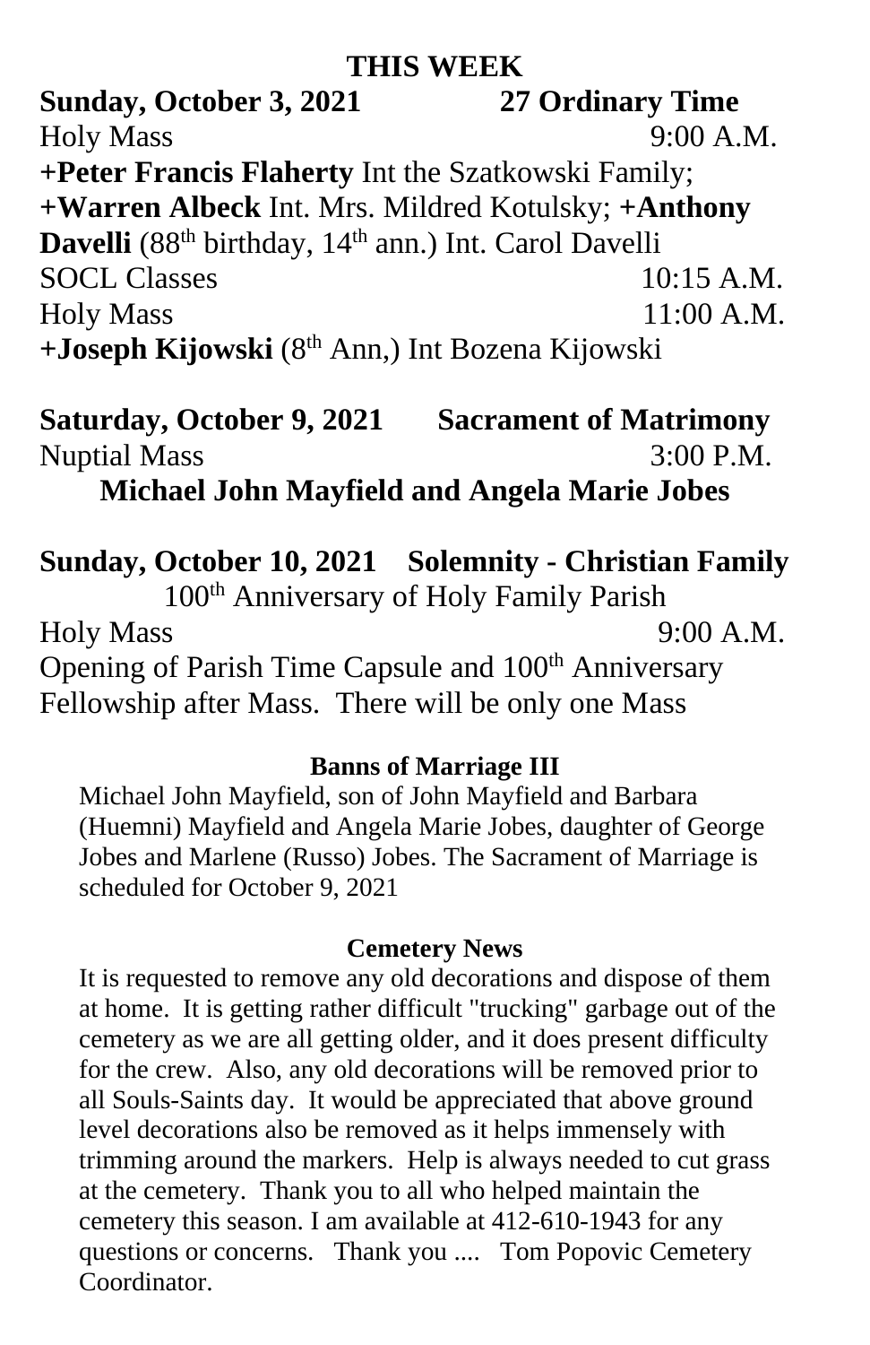## THIS WEEK

**Sunday, October 3, 2021 — 27 Ordinary Time**

Holy Mass 9:00 A.M.

**+Peter Francis Flaherty** Int the Szatkowski Family; **+Warren Albeck** Int. Mrs. Mildred Kotulsky; **+Anthony Davelli** (88th birthday, 14th ann.) Int. Carol Davelli

SOCL Classes 10:15 A.M.

Holy Mass 11:00 A.M.

**+Joseph Kijowski** (8th Ann,) Int Bozena Kijowski

**Saturday, October 9, 2021 — Sacrament of Matrimony**

Nuptial Mass 3:00 P.M.

**Michael John Mayfield and Angela Marie Jobes**

**Sunday, October 10, 2021 — Solemnity - Christian Family**

100th Anniversary of Holy Family Parish

Holy Mass 9:00 A.M.

Opening of Parish Time Capsule and 100th Anniversary Fellowship after Mass. There will be only one Mass

### Banns of Marriage III

Michael John Mayfield, son of John Mayfield and Barbara (Huemni) Mayfield and Angela Marie Jobes, daughter of George Jobes and Marlene (Russo) Jobes. The Sacrament of Marriage is scheduled for October 9, 2021

### Cemetery News

It is requested to remove any old decorations and dispose of them at home. It is getting rather difficult "trucking" garbage out of the cemetery as we are all getting older, and it does present difficulty for the crew. Also, any old decorations will be removed prior to all Souls-Saints day. It would be appreciated that above ground level decorations also be removed as it helps immensely with trimming around the markers. Help is always needed to cut grass at the cemetery. Thank you to all who helped maintain the cemetery this season. I am available at 412-610-1943 for any questions or concerns. Thank you .... Tom Popovic Cemetery Coordinator.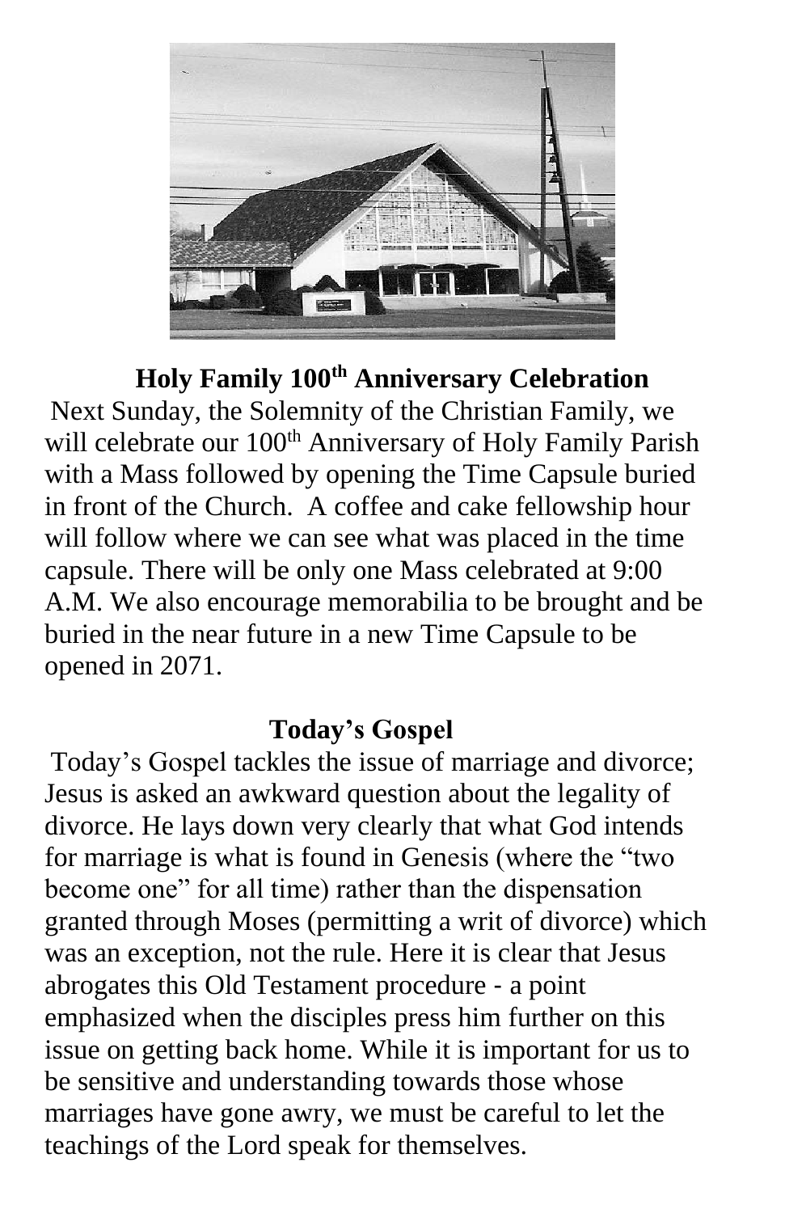## Holy Family 100th Anniversary Celebration

Next Sunday, the Solemnity of the Christian Family, we will celebrate our 100th Anniversary of Holy Family Parish with a Mass followed by opening the Time Capsule buried in front of the Church. A coffee and cake fellowship hour will follow where we can see what was placed in the time capsule. There will be only one Mass celebrated at 9:00 A.M. We also encourage memorabilia to be brought and be buried in the near future in a new Time Capsule to be opened in 2071.

## Today's Gospel

Today's Gospel tackles the issue of marriage and divorce; Jesus is asked an awkward question about the legality of divorce. He lays down very clearly that what God intends for marriage is what is found in Genesis (where the "two become one" for all time) rather than the dispensation granted through Moses (permitting a writ of divorce) which was an exception, not the rule. Here it is clear that Jesus abrogates this Old Testament procedure - a point emphasized when the disciples press him further on this issue on getting back home. While it is important for us to be sensitive and understanding towards those whose marriages have gone awry, we must be careful to let the teachings of the Lord speak for themselves.